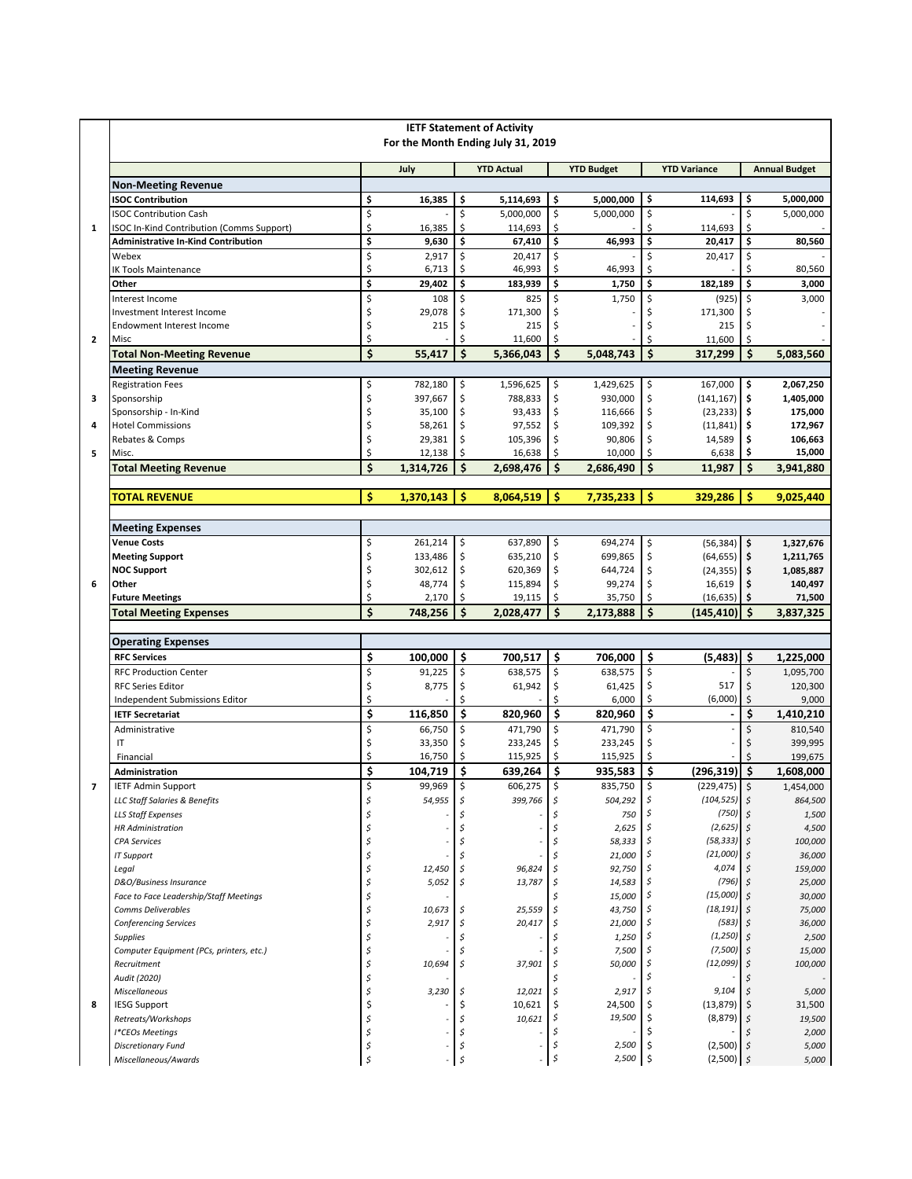# IETF Statement of Activity

## For the Month Ending July 31, 2019

| | | July | YTD Actual | YTD Budget | YTD Variance | Annual Budget |
|---|---|---|---|---|---|---|
| | **Non-Meeting Revenue** | | | | | |
| | **ISOC Contribution** | **$ 16,385** | **$ 5,114,693** | **$ 5,000,000** | **$ 114,693** | **$ 5,000,000** |
| | ISOC Contribution Cash | $ - | $ 5,000,000 | $ 5,000,000 | $ - | $ 5,000,000 |
| 1 | ISOC In-Kind Contribution (Comms Support) | $ 16,385 | $ 114,693 | $ - | $ 114,693 | $ - |
| | **Administrative In-Kind Contribution** | **$ 9,630** | **$ 67,410** | **$ 46,993** | **$ 20,417** | **$ 80,560** |
| | Webex | $ 2,917 | $ 20,417 | $ - | $ 20,417 | $ - |
| | IK Tools Maintenance | $ 6,713 | $ 46,993 | $ 46,993 | $ - | $ 80,560 |
| | **Other** | **$ 29,402** | **$ 183,939** | **$ 1,750** | **$ 182,189** | **$ 3,000** |
| | Interest Income | $ 108 | $ 825 | $ 1,750 | $ (925) | $ 3,000 |
| | Investment Interest Income | $ 29,078 | $ 171,300 | $ - | $ 171,300 | $ - |
| | Endowment Interest Income | $ 215 | $ 215 | $ - | $ 215 | $ - |
| 2 | Misc | $ - | $ 11,600 | $ - | $ 11,600 | $ - |
| | **Total Non-Meeting Revenue** | **$ 55,417** | **$ 5,366,043** | **$ 5,048,743** | **$ 317,299** | **$ 5,083,560** |
| | **Meeting Revenue** | | | | | |
| | Registration Fees | $ 782,180 | $ 1,596,625 | $ 1,429,625 | $ 167,000 | **$ 2,067,250** |
| 3 | Sponsorship | $ 397,667 | $ 788,833 | $ 930,000 | $ (141,167) | **$ 1,405,000** |
| | Sponsorship - In-Kind | $ 35,100 | $ 93,433 | $ 116,666 | $ (23,233) | **$ 175,000** |
| 4 | Hotel Commissions | $ 58,261 | $ 97,552 | $ 109,392 | $ (11,841) | **$ 172,967** |
| | Rebates & Comps | $ 29,381 | $ 105,396 | $ 90,806 | $ 14,589 | **$ 106,663** |
| 5 | Misc. | $ 12,138 | $ 16,638 | $ 10,000 | $ 6,638 | **$ 15,000** |
| | **Total Meeting Revenue** | **$ 1,314,726** | **$ 2,698,476** | **$ 2,686,490** | **$ 11,987** | **$ 3,941,880** |
| | | | | | | |
| | **TOTAL REVENUE** | **$ 1,370,143** | **$ 8,064,519** | **$ 7,735,233** | **$ 329,286** | **$ 9,025,440** |
| | | | | | | |
| | **Meeting Expenses** | | | | | |
| | **Venue Costs** | $ 261,214 | $ 637,890 | $ 694,274 | $ (56,384) | **$ 1,327,676** |
| | **Meeting Support** | $ 133,486 | $ 635,210 | $ 699,865 | $ (64,655) | **$ 1,211,765** |
| | **NOC Support** | $ 302,612 | $ 620,369 | $ 644,724 | $ (24,355) | **$ 1,085,887** |
| 6 | **Other** | $ 48,774 | $ 115,894 | $ 99,274 | $ 16,619 | **$ 140,497** |
| | **Future Meetings** | $ 2,170 | $ 19,115 | $ 35,750 | $ (16,635) | **$ 71,500** |
| | **Total Meeting Expenses** | **$ 748,256** | **$ 2,028,477** | **$ 2,173,888** | **$ (145,410)** | **$ 3,837,325** |
| | | | | | | |
| | **Operating Expenses** | | | | | |
| | **RFC Services** | **$ 100,000** | **$ 700,517** | **$ 706,000** | **$ (5,483)** | **$ 1,225,000** |
| | RFC Production Center | $ 91,225 | $ 638,575 | $ 638,575 | $ - | $ 1,095,700 |
| | RFC Series Editor | $ 8,775 | $ 61,942 | $ 61,425 | $ 517 | $ 120,300 |
| | Independent Submissions Editor | $ - | $ - | $ 6,000 | $ (6,000) | $ 9,000 |
| | **IETF Secretariat** | **$ 116,850** | **$ 820,960** | **$ 820,960** | **$ -** | **$ 1,410,210** |
| | Administrative | $ 66,750 | $ 471,790 | $ 471,790 | $ - | $ 810,540 |
| | IT | $ 33,350 | $ 233,245 | $ 233,245 | $ - | $ 399,995 |
| | Financial | $ 16,750 | $ 115,925 | $ 115,925 | $ - | $ 199,675 |
| | **Administration** | **$ 104,719** | **$ 639,264** | **$ 935,583** | **$ (296,319)** | **$ 1,608,000** |
| 7 | IETF Admin Support | $ 99,969 | $ 606,275 | $ 835,750 | $ (229,475) | $ 1,454,000 |
| | *LLC Staff Salaries & Benefits* | *$ 54,955* | *$ 399,766* | *$ 504,292* | *$ (104,525)* | *$ 864,500* |
| | *LLS Staff Expenses* | *$ -* | *$ -* | *$ 750* | *$ (750)* | *$ 1,500* |
| | *HR Administration* | *$ -* | *$ -* | *$ 2,625* | *$ (2,625)* | *$ 4,500* |
| | *CPA Services* | *$ -* | *$ -* | *$ 58,333* | *$ (58,333)* | *$ 100,000* |
| | *IT Support* | *$ -* | *$ -* | *$ 21,000* | *$ (21,000)* | *$ 36,000* |
| | *Legal* | *$ 12,450* | *$ 96,824* | *$ 92,750* | *$ 4,074* | *$ 159,000* |
| | *D&O/Business Insurance* | *$ 5,052* | *$ 13,787* | *$ 14,583* | *$ (796)* | *$ 25,000* |
| | *Face to Face Leadership/Staff Meetings* | *$ -* | | *$ 15,000* | *$ (15,000)* | *$ 30,000* |
| | *Comms Deliverables* | *$ 10,673* | *$ 25,559* | *$ 43,750* | *$ (18,191)* | *$ 75,000* |
| | *Conferencing Services* | *$ 2,917* | *$ 20,417* | *$ 21,000* | *$ (583)* | *$ 36,000* |
| | *Supplies* | *$ -* | *$ -* | *$ 1,250* | *$ (1,250)* | *$ 2,500* |
| | *Computer Equipment (PCs, printers, etc.)* | *$ -* | *$ -* | *$ 7,500* | *$ (7,500)* | *$ 15,000* |
| | *Recruitment* | *$ 10,694* | *$ 37,901* | *$ 50,000* | *$ (12,099)* | *$ 100,000* |
| | *Audit (2020)* | *$ -* | | *$ -* | *$ -* | *$ -* |
| | *Miscellaneous* | *$ 3,230* | *$ 12,021* | *$ 2,917* | *$ 9,104* | *$ 5,000* |
| 8 | IESG Support | $ - | $ 10,621 | $ 24,500 | $ (13,879) | $ 31,500 |
| | *Retreats/Workshops* | *$ -* | *$ 10,621* | *$ 19,500* | *$ (8,879)* | *$ 19,500* |
| | *I\*CEOs Meetings* | *$ -* | *$ -* | *$ -* | *$ -* | *$ 2,000* |
| | *Discretionary Fund* | *$ -* | *$ -* | *$ 2,500* | *$ (2,500)* | *$ 5,000* |
| | *Miscellaneous/Awards* | *$ -* | *$ -* | *$ 2,500* | *$ (2,500)* | *$ 5,000* |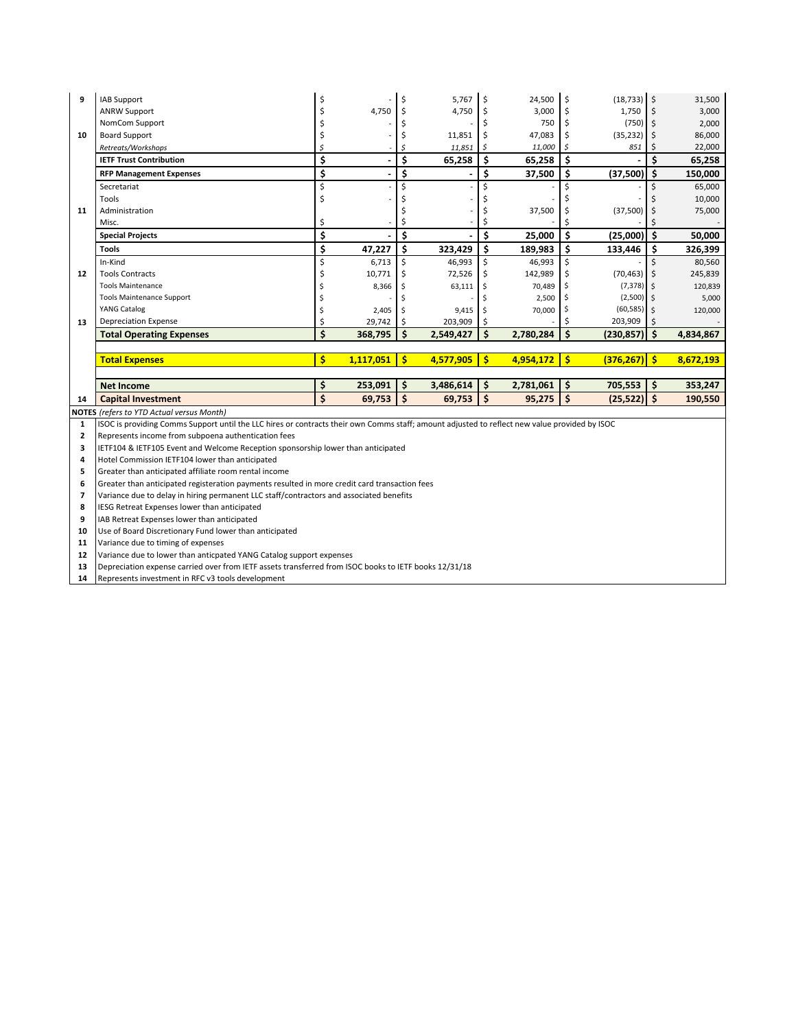| | | | | | | |
|---|---|---|---|---|---|---|
| 9 | IAB Support | $ - | $ 5,767 | $ 24,500 | $ (18,733) | $ 31,500 |
| | ANRW Support | $ 4,750 | $ 4,750 | $ 3,000 | $ 1,750 | $ 3,000 |
| | NomCom Support | $ - | $ - | $ 750 | $ (750) | $ 2,000 |
| 10 | Board Support | $ - | $ 11,851 | $ 47,083 | $ (35,232) | $ 86,000 |
| | *Retreats/Workshops* | *$ -* | *$ 11,851* | *$ 11,000* | *$ 851* | *$ 22,000* |
| | **IETF Trust Contribution** | **$ -** | **$ 65,258** | **$ 65,258** | **$ -** | **$ 65,258** |
| | **RFP Management Expenses** | **$ -** | **$ -** | **$ 37,500** | **$ (37,500)** | **$ 150,000** |
| | Secretariat | $ - | $ - | $ - | $ - | $ 65,000 |
| | Tools | $ - | $ - | $ - | $ - | $ 10,000 |
| 11 | Administration | | $ - | $ 37,500 | $ (37,500) | $ 75,000 |
| | Misc. | $ - | $ - | $ - | $ - | $ - |
| | **Special Projects** | **$ -** | **$ -** | **$ 25,000** | **$ (25,000)** | **$ 50,000** |
| | **Tools** | **$ 47,227** | **$ 323,429** | **$ 189,983** | **$ 133,446** | **$ 326,399** |
| | In-Kind | $ 6,713 | $ 46,993 | $ 46,993 | $ - | $ 80,560 |
| 12 | Tools Contracts | $ 10,771 | $ 72,526 | $ 142,989 | $ (70,463) | $ 245,839 |
| | Tools Maintenance | $ 8,366 | $ 63,111 | $ 70,489 | $ (7,378) | $ 120,839 |
| | Tools Maintenance Support | $ - | $ - | $ 2,500 | $ (2,500) | $ 5,000 |
| | YANG Catalog | $ 2,405 | $ 9,415 | $ 70,000 | $ (60,585) | $ 120,000 |
| 13 | Depreciation Expense | $ 29,742 | $ 203,909 | $ - | $ 203,909 | $ - |
| | **Total Operating Expenses** | **$ 368,795** | **$ 2,549,427** | **$ 2,780,284** | **$ (230,857)** | **$ 4,834,867** |
| | | | | | | |
| | **Total Expenses** | **$ 1,117,051** | **$ 4,577,905** | **$ 4,954,172** | **$ (376,267)** | **$ 8,672,193** |
| | | | | | | |
| | **Net Income** | **$ 253,091** | **$ 3,486,614** | **$ 2,781,061** | **$ 705,553** | **$ 353,247** |
| 14 | **Capital Investment** | **$ 69,753** | **$ 69,753** | **$ 95,275** | **$ (25,522)** | **$ 190,550** |

**NOTES** *(refers to YTD Actual versus Month)*

| | |
|---|---|
| 1 | ISOC is providing Comms Support until the LLC hires or contracts their own Comms staff; amount adjusted to reflect new value provided by ISOC |
| 2 | Represents income from subpoena authentication fees |
| 3 | IETF104 & IETF105 Event and Welcome Reception sponsorship lower than anticipated |
| 4 | Hotel Commission IETF104 lower than anticipated |
| 5 | Greater than anticipated affiliate room rental income |
| 6 | Greater than anticipated registeration payments resulted in more credit card transaction fees |
| 7 | Variance due to delay in hiring permanent LLC staff/contractors and associated benefits |
| 8 | IESG Retreat Expenses lower than anticipated |
| 9 | IAB Retreat Expenses lower than anticipated |
| 10 | Use of Board Discretionary Fund lower than anticipated |
| 11 | Variance due to timing of expenses |
| 12 | Variance due to lower than anticpated YANG Catalog support expenses |
| 13 | Depreciation expense carried over from IETF assets transferred from ISOC books to IETF books 12/31/18 |
| 14 | Represents investment in RFC v3 tools development |